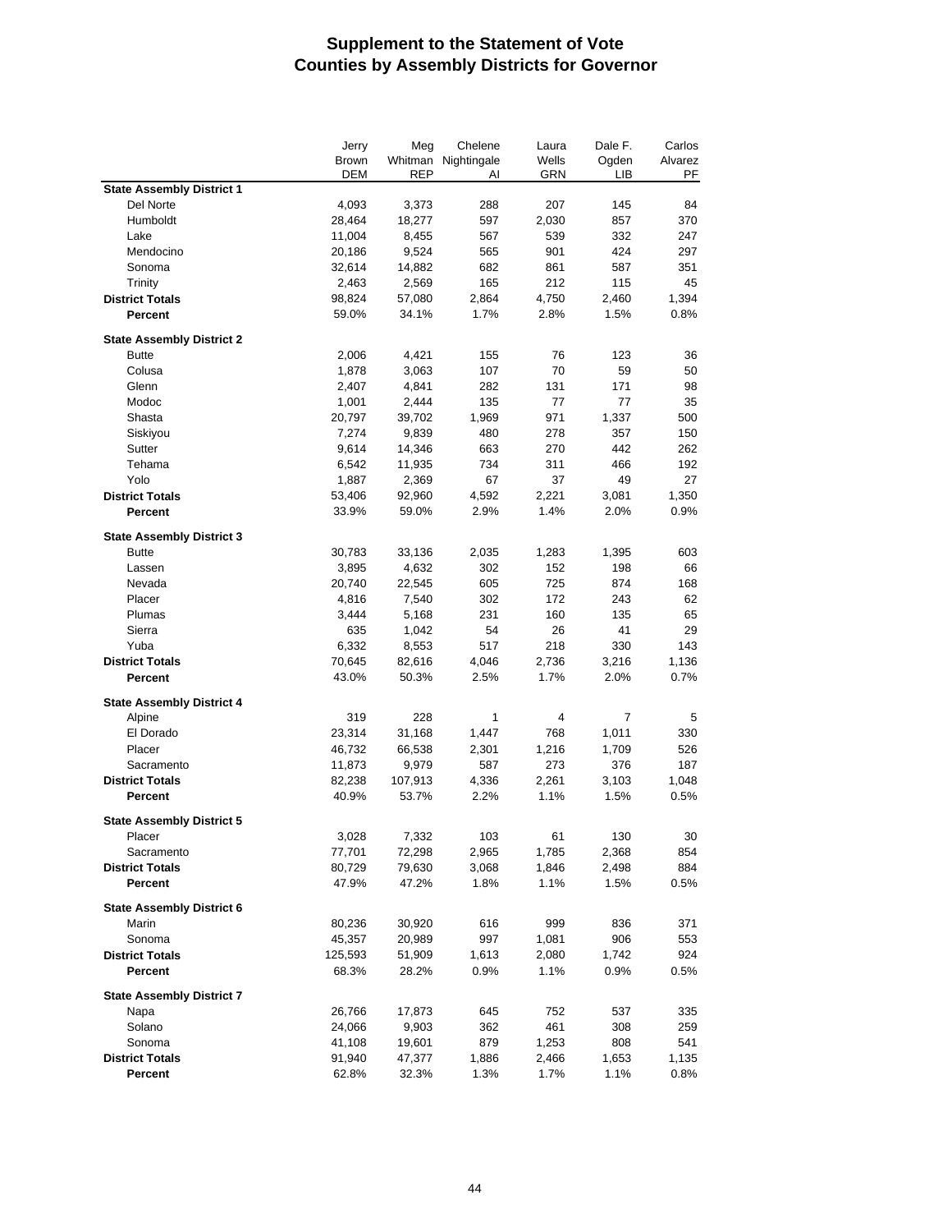# Supplement to the Statement of Vote
## Counties by Assembly Districts for Governor

| | Jerry Brown DEM | Meg Whitman REP | Chelene Nightingale AI | Laura Wells GRN | Dale F. Ogden LIB | Carlos Alvarez PF |
|---|---|---|---|---|---|---|
| **State Assembly District 1** | | | | | | |
| Del Norte | 4,093 | 3,373 | 288 | 207 | 145 | 84 |
| Humboldt | 28,464 | 18,277 | 597 | 2,030 | 857 | 370 |
| Lake | 11,004 | 8,455 | 567 | 539 | 332 | 247 |
| Mendocino | 20,186 | 9,524 | 565 | 901 | 424 | 297 |
| Sonoma | 32,614 | 14,882 | 682 | 861 | 587 | 351 |
| Trinity | 2,463 | 2,569 | 165 | 212 | 115 | 45 |
| **District Totals** | 98,824 | 57,080 | 2,864 | 4,750 | 2,460 | 1,394 |
| **Percent** | 59.0% | 34.1% | 1.7% | 2.8% | 1.5% | 0.8% |
| **State Assembly District 2** | | | | | | |
| Butte | 2,006 | 4,421 | 155 | 76 | 123 | 36 |
| Colusa | 1,878 | 3,063 | 107 | 70 | 59 | 50 |
| Glenn | 2,407 | 4,841 | 282 | 131 | 171 | 98 |
| Modoc | 1,001 | 2,444 | 135 | 77 | 77 | 35 |
| Shasta | 20,797 | 39,702 | 1,969 | 971 | 1,337 | 500 |
| Siskiyou | 7,274 | 9,839 | 480 | 278 | 357 | 150 |
| Sutter | 9,614 | 14,346 | 663 | 270 | 442 | 262 |
| Tehama | 6,542 | 11,935 | 734 | 311 | 466 | 192 |
| Yolo | 1,887 | 2,369 | 67 | 37 | 49 | 27 |
| **District Totals** | 53,406 | 92,960 | 4,592 | 2,221 | 3,081 | 1,350 |
| **Percent** | 33.9% | 59.0% | 2.9% | 1.4% | 2.0% | 0.9% |
| **State Assembly District 3** | | | | | | |
| Butte | 30,783 | 33,136 | 2,035 | 1,283 | 1,395 | 603 |
| Lassen | 3,895 | 4,632 | 302 | 152 | 198 | 66 |
| Nevada | 20,740 | 22,545 | 605 | 725 | 874 | 168 |
| Placer | 4,816 | 7,540 | 302 | 172 | 243 | 62 |
| Plumas | 3,444 | 5,168 | 231 | 160 | 135 | 65 |
| Sierra | 635 | 1,042 | 54 | 26 | 41 | 29 |
| Yuba | 6,332 | 8,553 | 517 | 218 | 330 | 143 |
| **District Totals** | 70,645 | 82,616 | 4,046 | 2,736 | 3,216 | 1,136 |
| **Percent** | 43.0% | 50.3% | 2.5% | 1.7% | 2.0% | 0.7% |
| **State Assembly District 4** | | | | | | |
| Alpine | 319 | 228 | 1 | 4 | 7 | 5 |
| El Dorado | 23,314 | 31,168 | 1,447 | 768 | 1,011 | 330 |
| Placer | 46,732 | 66,538 | 2,301 | 1,216 | 1,709 | 526 |
| Sacramento | 11,873 | 9,979 | 587 | 273 | 376 | 187 |
| **District Totals** | 82,238 | 107,913 | 4,336 | 2,261 | 3,103 | 1,048 |
| **Percent** | 40.9% | 53.7% | 2.2% | 1.1% | 1.5% | 0.5% |
| **State Assembly District 5** | | | | | | |
| Placer | 3,028 | 7,332 | 103 | 61 | 130 | 30 |
| Sacramento | 77,701 | 72,298 | 2,965 | 1,785 | 2,368 | 854 |
| **District Totals** | 80,729 | 79,630 | 3,068 | 1,846 | 2,498 | 884 |
| **Percent** | 47.9% | 47.2% | 1.8% | 1.1% | 1.5% | 0.5% |
| **State Assembly District 6** | | | | | | |
| Marin | 80,236 | 30,920 | 616 | 999 | 836 | 371 |
| Sonoma | 45,357 | 20,989 | 997 | 1,081 | 906 | 553 |
| **District Totals** | 125,593 | 51,909 | 1,613 | 2,080 | 1,742 | 924 |
| **Percent** | 68.3% | 28.2% | 0.9% | 1.1% | 0.9% | 0.5% |
| **State Assembly District 7** | | | | | | |
| Napa | 26,766 | 17,873 | 645 | 752 | 537 | 335 |
| Solano | 24,066 | 9,903 | 362 | 461 | 308 | 259 |
| Sonoma | 41,108 | 19,601 | 879 | 1,253 | 808 | 541 |
| **District Totals** | 91,940 | 47,377 | 1,886 | 2,466 | 1,653 | 1,135 |
| **Percent** | 62.8% | 32.3% | 1.3% | 1.7% | 1.1% | 0.8% |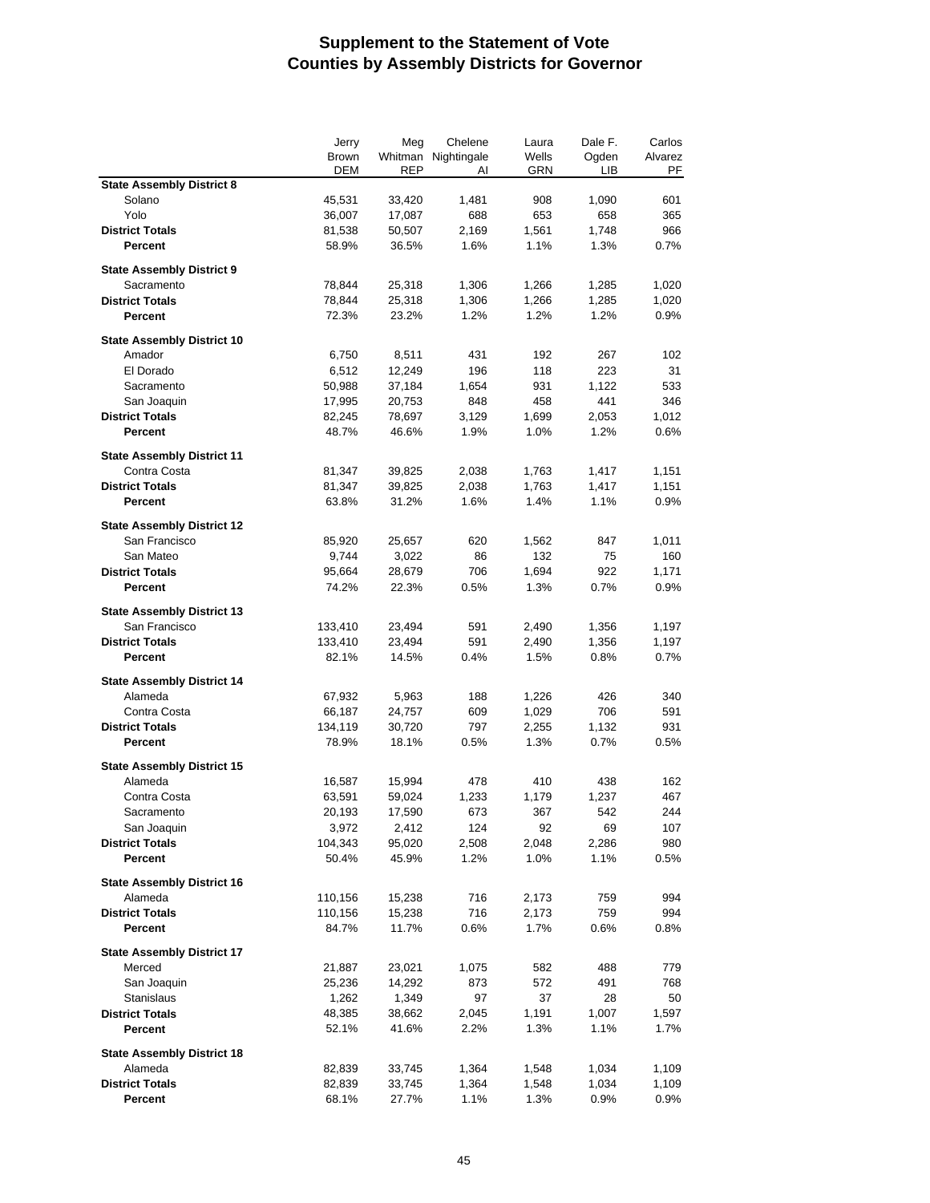# Supplement to the Statement of Vote
## Counties by Assembly Districts for Governor

| | Jerry Brown DEM | Meg Whitman REP | Chelene Nightingale AI | Laura Wells GRN | Dale F. Ogden LIB | Carlos Alvarez PF |
|---|---|---|---|---|---|---|
| **State Assembly District 8** | | | | | | |
| Solano | 45,531 | 33,420 | 1,481 | 908 | 1,090 | 601 |
| Yolo | 36,007 | 17,087 | 688 | 653 | 658 | 365 |
| **District Totals** | 81,538 | 50,507 | 2,169 | 1,561 | 1,748 | 966 |
| **Percent** | 58.9% | 36.5% | 1.6% | 1.1% | 1.3% | 0.7% |
| **State Assembly District 9** | | | | | | |
| Sacramento | 78,844 | 25,318 | 1,306 | 1,266 | 1,285 | 1,020 |
| **District Totals** | 78,844 | 25,318 | 1,306 | 1,266 | 1,285 | 1,020 |
| **Percent** | 72.3% | 23.2% | 1.2% | 1.2% | 1.2% | 0.9% |
| **State Assembly District 10** | | | | | | |
| Amador | 6,750 | 8,511 | 431 | 192 | 267 | 102 |
| El Dorado | 6,512 | 12,249 | 196 | 118 | 223 | 31 |
| Sacramento | 50,988 | 37,184 | 1,654 | 931 | 1,122 | 533 |
| San Joaquin | 17,995 | 20,753 | 848 | 458 | 441 | 346 |
| **District Totals** | 82,245 | 78,697 | 3,129 | 1,699 | 2,053 | 1,012 |
| **Percent** | 48.7% | 46.6% | 1.9% | 1.0% | 1.2% | 0.6% |
| **State Assembly District 11** | | | | | | |
| Contra Costa | 81,347 | 39,825 | 2,038 | 1,763 | 1,417 | 1,151 |
| **District Totals** | 81,347 | 39,825 | 2,038 | 1,763 | 1,417 | 1,151 |
| **Percent** | 63.8% | 31.2% | 1.6% | 1.4% | 1.1% | 0.9% |
| **State Assembly District 12** | | | | | | |
| San Francisco | 85,920 | 25,657 | 620 | 1,562 | 847 | 1,011 |
| San Mateo | 9,744 | 3,022 | 86 | 132 | 75 | 160 |
| **District Totals** | 95,664 | 28,679 | 706 | 1,694 | 922 | 1,171 |
| **Percent** | 74.2% | 22.3% | 0.5% | 1.3% | 0.7% | 0.9% |
| **State Assembly District 13** | | | | | | |
| San Francisco | 133,410 | 23,494 | 591 | 2,490 | 1,356 | 1,197 |
| **District Totals** | 133,410 | 23,494 | 591 | 2,490 | 1,356 | 1,197 |
| **Percent** | 82.1% | 14.5% | 0.4% | 1.5% | 0.8% | 0.7% |
| **State Assembly District 14** | | | | | | |
| Alameda | 67,932 | 5,963 | 188 | 1,226 | 426 | 340 |
| Contra Costa | 66,187 | 24,757 | 609 | 1,029 | 706 | 591 |
| **District Totals** | 134,119 | 30,720 | 797 | 2,255 | 1,132 | 931 |
| **Percent** | 78.9% | 18.1% | 0.5% | 1.3% | 0.7% | 0.5% |
| **State Assembly District 15** | | | | | | |
| Alameda | 16,587 | 15,994 | 478 | 410 | 438 | 162 |
| Contra Costa | 63,591 | 59,024 | 1,233 | 1,179 | 1,237 | 467 |
| Sacramento | 20,193 | 17,590 | 673 | 367 | 542 | 244 |
| San Joaquin | 3,972 | 2,412 | 124 | 92 | 69 | 107 |
| **District Totals** | 104,343 | 95,020 | 2,508 | 2,048 | 2,286 | 980 |
| **Percent** | 50.4% | 45.9% | 1.2% | 1.0% | 1.1% | 0.5% |
| **State Assembly District 16** | | | | | | |
| Alameda | 110,156 | 15,238 | 716 | 2,173 | 759 | 994 |
| **District Totals** | 110,156 | 15,238 | 716 | 2,173 | 759 | 994 |
| **Percent** | 84.7% | 11.7% | 0.6% | 1.7% | 0.6% | 0.8% |
| **State Assembly District 17** | | | | | | |
| Merced | 21,887 | 23,021 | 1,075 | 582 | 488 | 779 |
| San Joaquin | 25,236 | 14,292 | 873 | 572 | 491 | 768 |
| Stanislaus | 1,262 | 1,349 | 97 | 37 | 28 | 50 |
| **District Totals** | 48,385 | 38,662 | 2,045 | 1,191 | 1,007 | 1,597 |
| **Percent** | 52.1% | 41.6% | 2.2% | 1.3% | 1.1% | 1.7% |
| **State Assembly District 18** | | | | | | |
| Alameda | 82,839 | 33,745 | 1,364 | 1,548 | 1,034 | 1,109 |
| **District Totals** | 82,839 | 33,745 | 1,364 | 1,548 | 1,034 | 1,109 |
| **Percent** | 68.1% | 27.7% | 1.1% | 1.3% | 0.9% | 0.9% |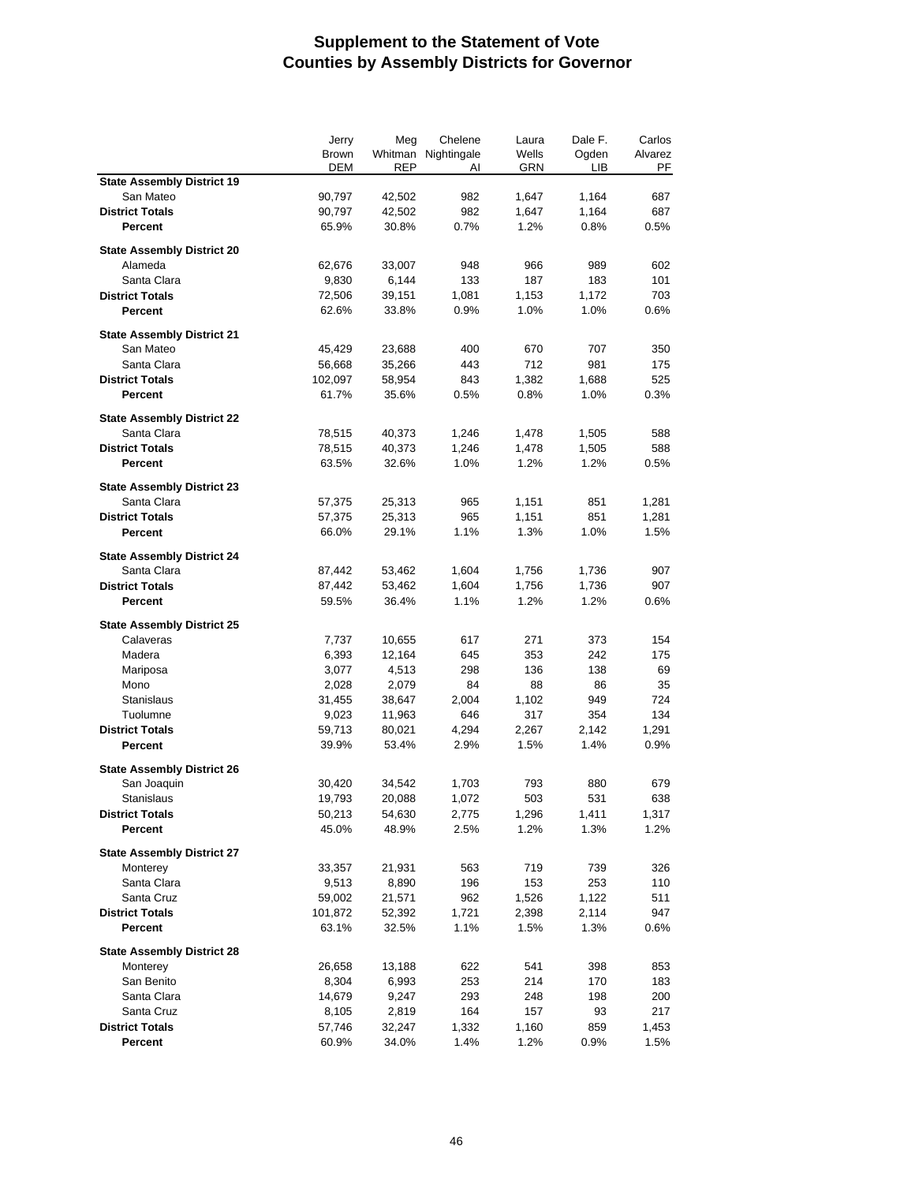# Supplement to the Statement of Vote
# Counties by Assembly Districts for Governor

| | Jerry Brown DEM | Meg Whitman REP | Chelene Nightingale AI | Laura Wells GRN | Dale F. Ogden LIB | Carlos Alvarez PF |
|---|---|---|---|---|---|---|
| **State Assembly District 19** | | | | | | |
| San Mateo | 90,797 | 42,502 | 982 | 1,647 | 1,164 | 687 |
| **District Totals** | 90,797 | 42,502 | 982 | 1,647 | 1,164 | 687 |
| **Percent** | 65.9% | 30.8% | 0.7% | 1.2% | 0.8% | 0.5% |
| **State Assembly District 20** | | | | | | |
| Alameda | 62,676 | 33,007 | 948 | 966 | 989 | 602 |
| Santa Clara | 9,830 | 6,144 | 133 | 187 | 183 | 101 |
| **District Totals** | 72,506 | 39,151 | 1,081 | 1,153 | 1,172 | 703 |
| **Percent** | 62.6% | 33.8% | 0.9% | 1.0% | 1.0% | 0.6% |
| **State Assembly District 21** | | | | | | |
| San Mateo | 45,429 | 23,688 | 400 | 670 | 707 | 350 |
| Santa Clara | 56,668 | 35,266 | 443 | 712 | 981 | 175 |
| **District Totals** | 102,097 | 58,954 | 843 | 1,382 | 1,688 | 525 |
| **Percent** | 61.7% | 35.6% | 0.5% | 0.8% | 1.0% | 0.3% |
| **State Assembly District 22** | | | | | | |
| Santa Clara | 78,515 | 40,373 | 1,246 | 1,478 | 1,505 | 588 |
| **District Totals** | 78,515 | 40,373 | 1,246 | 1,478 | 1,505 | 588 |
| **Percent** | 63.5% | 32.6% | 1.0% | 1.2% | 1.2% | 0.5% |
| **State Assembly District 23** | | | | | | |
| Santa Clara | 57,375 | 25,313 | 965 | 1,151 | 851 | 1,281 |
| **District Totals** | 57,375 | 25,313 | 965 | 1,151 | 851 | 1,281 |
| **Percent** | 66.0% | 29.1% | 1.1% | 1.3% | 1.0% | 1.5% |
| **State Assembly District 24** | | | | | | |
| Santa Clara | 87,442 | 53,462 | 1,604 | 1,756 | 1,736 | 907 |
| **District Totals** | 87,442 | 53,462 | 1,604 | 1,756 | 1,736 | 907 |
| **Percent** | 59.5% | 36.4% | 1.1% | 1.2% | 1.2% | 0.6% |
| **State Assembly District 25** | | | | | | |
| Calaveras | 7,737 | 10,655 | 617 | 271 | 373 | 154 |
| Madera | 6,393 | 12,164 | 645 | 353 | 242 | 175 |
| Mariposa | 3,077 | 4,513 | 298 | 136 | 138 | 69 |
| Mono | 2,028 | 2,079 | 84 | 88 | 86 | 35 |
| Stanislaus | 31,455 | 38,647 | 2,004 | 1,102 | 949 | 724 |
| Tuolumne | 9,023 | 11,963 | 646 | 317 | 354 | 134 |
| **District Totals** | 59,713 | 80,021 | 4,294 | 2,267 | 2,142 | 1,291 |
| **Percent** | 39.9% | 53.4% | 2.9% | 1.5% | 1.4% | 0.9% |
| **State Assembly District 26** | | | | | | |
| San Joaquin | 30,420 | 34,542 | 1,703 | 793 | 880 | 679 |
| Stanislaus | 19,793 | 20,088 | 1,072 | 503 | 531 | 638 |
| **District Totals** | 50,213 | 54,630 | 2,775 | 1,296 | 1,411 | 1,317 |
| **Percent** | 45.0% | 48.9% | 2.5% | 1.2% | 1.3% | 1.2% |
| **State Assembly District 27** | | | | | | |
| Monterey | 33,357 | 21,931 | 563 | 719 | 739 | 326 |
| Santa Clara | 9,513 | 8,890 | 196 | 153 | 253 | 110 |
| Santa Cruz | 59,002 | 21,571 | 962 | 1,526 | 1,122 | 511 |
| **District Totals** | 101,872 | 52,392 | 1,721 | 2,398 | 2,114 | 947 |
| **Percent** | 63.1% | 32.5% | 1.1% | 1.5% | 1.3% | 0.6% |
| **State Assembly District 28** | | | | | | |
| Monterey | 26,658 | 13,188 | 622 | 541 | 398 | 853 |
| San Benito | 8,304 | 6,993 | 253 | 214 | 170 | 183 |
| Santa Clara | 14,679 | 9,247 | 293 | 248 | 198 | 200 |
| Santa Cruz | 8,105 | 2,819 | 164 | 157 | 93 | 217 |
| **District Totals** | 57,746 | 32,247 | 1,332 | 1,160 | 859 | 1,453 |
| **Percent** | 60.9% | 34.0% | 1.4% | 1.2% | 0.9% | 1.5% |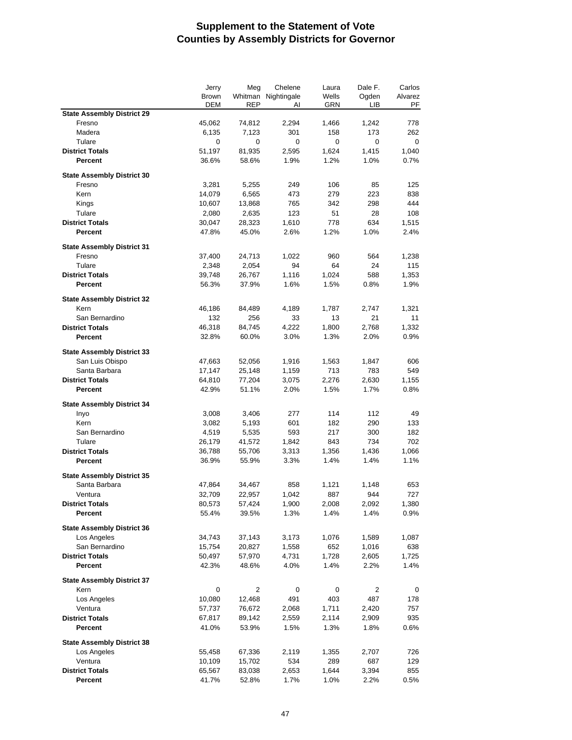# Supplement to the Statement of Vote
# Counties by Assembly Districts for Governor

| | Jerry Brown DEM | Meg Whitman REP | Chelene Nightingale AI | Laura Wells GRN | Dale F. Ogden LIB | Carlos Alvarez PF |
|---|---|---|---|---|---|---|
| **State Assembly District 29** | | | | | | |
| Fresno | 45,062 | 74,812 | 2,294 | 1,466 | 1,242 | 778 |
| Madera | 6,135 | 7,123 | 301 | 158 | 173 | 262 |
| Tulare | 0 | 0 | 0 | 0 | 0 | 0 |
| **District Totals** | 51,197 | 81,935 | 2,595 | 1,624 | 1,415 | 1,040 |
| **Percent** | 36.6% | 58.6% | 1.9% | 1.2% | 1.0% | 0.7% |
| **State Assembly District 30** | | | | | | |
| Fresno | 3,281 | 5,255 | 249 | 106 | 85 | 125 |
| Kern | 14,079 | 6,565 | 473 | 279 | 223 | 838 |
| Kings | 10,607 | 13,868 | 765 | 342 | 298 | 444 |
| Tulare | 2,080 | 2,635 | 123 | 51 | 28 | 108 |
| **District Totals** | 30,047 | 28,323 | 1,610 | 778 | 634 | 1,515 |
| **Percent** | 47.8% | 45.0% | 2.6% | 1.2% | 1.0% | 2.4% |
| **State Assembly District 31** | | | | | | |
| Fresno | 37,400 | 24,713 | 1,022 | 960 | 564 | 1,238 |
| Tulare | 2,348 | 2,054 | 94 | 64 | 24 | 115 |
| **District Totals** | 39,748 | 26,767 | 1,116 | 1,024 | 588 | 1,353 |
| **Percent** | 56.3% | 37.9% | 1.6% | 1.5% | 0.8% | 1.9% |
| **State Assembly District 32** | | | | | | |
| Kern | 46,186 | 84,489 | 4,189 | 1,787 | 2,747 | 1,321 |
| San Bernardino | 132 | 256 | 33 | 13 | 21 | 11 |
| **District Totals** | 46,318 | 84,745 | 4,222 | 1,800 | 2,768 | 1,332 |
| **Percent** | 32.8% | 60.0% | 3.0% | 1.3% | 2.0% | 0.9% |
| **State Assembly District 33** | | | | | | |
| San Luis Obispo | 47,663 | 52,056 | 1,916 | 1,563 | 1,847 | 606 |
| Santa Barbara | 17,147 | 25,148 | 1,159 | 713 | 783 | 549 |
| **District Totals** | 64,810 | 77,204 | 3,075 | 2,276 | 2,630 | 1,155 |
| **Percent** | 42.9% | 51.1% | 2.0% | 1.5% | 1.7% | 0.8% |
| **State Assembly District 34** | | | | | | |
| Inyo | 3,008 | 3,406 | 277 | 114 | 112 | 49 |
| Kern | 3,082 | 5,193 | 601 | 182 | 290 | 133 |
| San Bernardino | 4,519 | 5,535 | 593 | 217 | 300 | 182 |
| Tulare | 26,179 | 41,572 | 1,842 | 843 | 734 | 702 |
| **District Totals** | 36,788 | 55,706 | 3,313 | 1,356 | 1,436 | 1,066 |
| **Percent** | 36.9% | 55.9% | 3.3% | 1.4% | 1.4% | 1.1% |
| **State Assembly District 35** | | | | | | |
| Santa Barbara | 47,864 | 34,467 | 858 | 1,121 | 1,148 | 653 |
| Ventura | 32,709 | 22,957 | 1,042 | 887 | 944 | 727 |
| **District Totals** | 80,573 | 57,424 | 1,900 | 2,008 | 2,092 | 1,380 |
| **Percent** | 55.4% | 39.5% | 1.3% | 1.4% | 1.4% | 0.9% |
| **State Assembly District 36** | | | | | | |
| Los Angeles | 34,743 | 37,143 | 3,173 | 1,076 | 1,589 | 1,087 |
| San Bernardino | 15,754 | 20,827 | 1,558 | 652 | 1,016 | 638 |
| **District Totals** | 50,497 | 57,970 | 4,731 | 1,728 | 2,605 | 1,725 |
| **Percent** | 42.3% | 48.6% | 4.0% | 1.4% | 2.2% | 1.4% |
| **State Assembly District 37** | | | | | | |
| Kern | 0 | 2 | 0 | 0 | 2 | 0 |
| Los Angeles | 10,080 | 12,468 | 491 | 403 | 487 | 178 |
| Ventura | 57,737 | 76,672 | 2,068 | 1,711 | 2,420 | 757 |
| **District Totals** | 67,817 | 89,142 | 2,559 | 2,114 | 2,909 | 935 |
| **Percent** | 41.0% | 53.9% | 1.5% | 1.3% | 1.8% | 0.6% |
| **State Assembly District 38** | | | | | | |
| Los Angeles | 55,458 | 67,336 | 2,119 | 1,355 | 2,707 | 726 |
| Ventura | 10,109 | 15,702 | 534 | 289 | 687 | 129 |
| **District Totals** | 65,567 | 83,038 | 2,653 | 1,644 | 3,394 | 855 |
| **Percent** | 41.7% | 52.8% | 1.7% | 1.0% | 2.2% | 0.5% |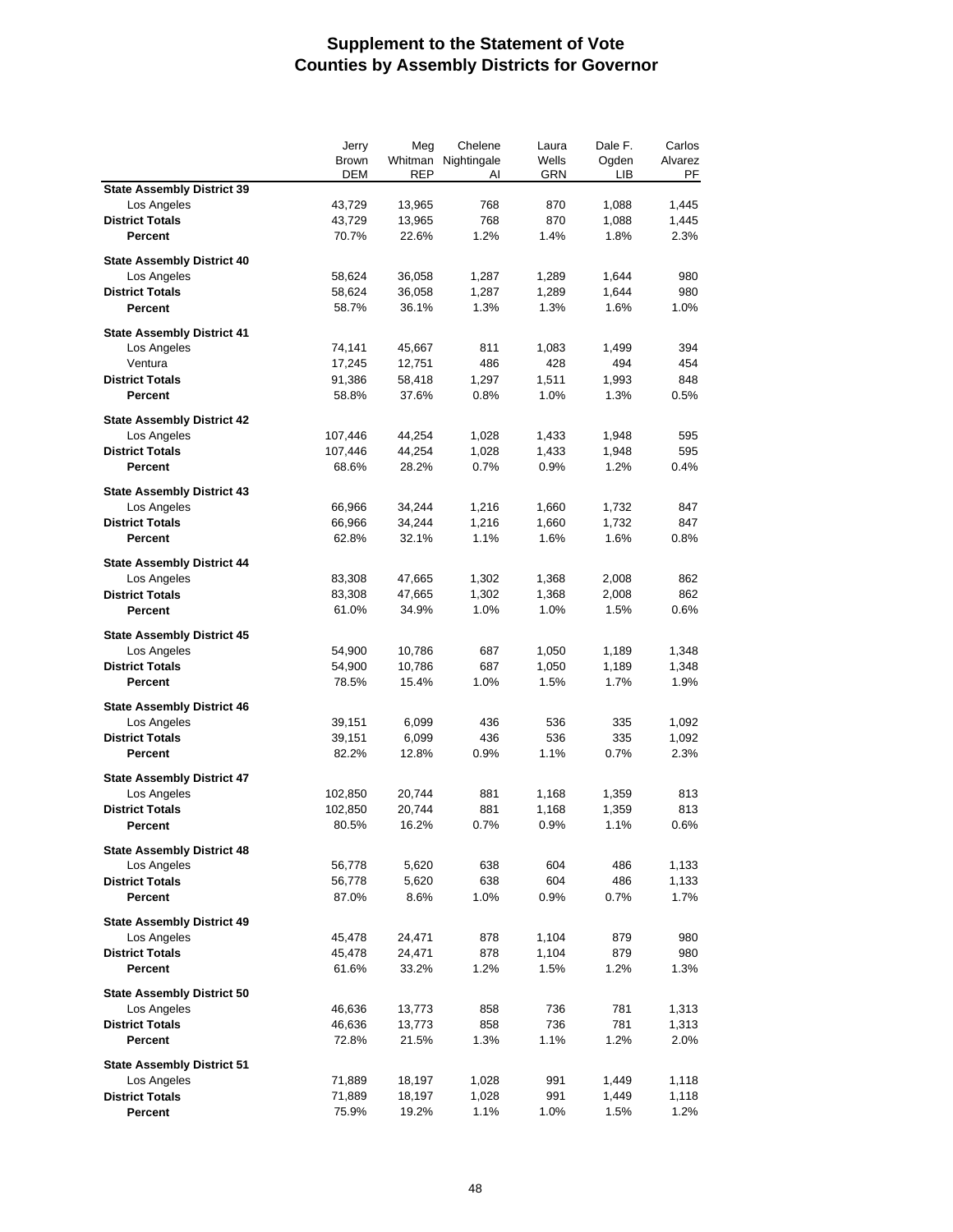# Supplement to the Statement of Vote
## Counties by Assembly Districts for Governor

| | Jerry Brown DEM | Meg Whitman REP | Chelene Nightingale AI | Laura Wells GRN | Dale F. Ogden LIB | Carlos Alvarez PF |
|---|---|---|---|---|---|---|
| **State Assembly District 39** | | | | | | |
| Los Angeles | 43,729 | 13,965 | 768 | 870 | 1,088 | 1,445 |
| **District Totals** | 43,729 | 13,965 | 768 | 870 | 1,088 | 1,445 |
| **Percent** | 70.7% | 22.6% | 1.2% | 1.4% | 1.8% | 2.3% |
| **State Assembly District 40** | | | | | | |
| Los Angeles | 58,624 | 36,058 | 1,287 | 1,289 | 1,644 | 980 |
| **District Totals** | 58,624 | 36,058 | 1,287 | 1,289 | 1,644 | 980 |
| **Percent** | 58.7% | 36.1% | 1.3% | 1.3% | 1.6% | 1.0% |
| **State Assembly District 41** | | | | | | |
| Los Angeles | 74,141 | 45,667 | 811 | 1,083 | 1,499 | 394 |
| Ventura | 17,245 | 12,751 | 486 | 428 | 494 | 454 |
| **District Totals** | 91,386 | 58,418 | 1,297 | 1,511 | 1,993 | 848 |
| **Percent** | 58.8% | 37.6% | 0.8% | 1.0% | 1.3% | 0.5% |
| **State Assembly District 42** | | | | | | |
| Los Angeles | 107,446 | 44,254 | 1,028 | 1,433 | 1,948 | 595 |
| **District Totals** | 107,446 | 44,254 | 1,028 | 1,433 | 1,948 | 595 |
| **Percent** | 68.6% | 28.2% | 0.7% | 0.9% | 1.2% | 0.4% |
| **State Assembly District 43** | | | | | | |
| Los Angeles | 66,966 | 34,244 | 1,216 | 1,660 | 1,732 | 847 |
| **District Totals** | 66,966 | 34,244 | 1,216 | 1,660 | 1,732 | 847 |
| **Percent** | 62.8% | 32.1% | 1.1% | 1.6% | 1.6% | 0.8% |
| **State Assembly District 44** | | | | | | |
| Los Angeles | 83,308 | 47,665 | 1,302 | 1,368 | 2,008 | 862 |
| **District Totals** | 83,308 | 47,665 | 1,302 | 1,368 | 2,008 | 862 |
| **Percent** | 61.0% | 34.9% | 1.0% | 1.0% | 1.5% | 0.6% |
| **State Assembly District 45** | | | | | | |
| Los Angeles | 54,900 | 10,786 | 687 | 1,050 | 1,189 | 1,348 |
| **District Totals** | 54,900 | 10,786 | 687 | 1,050 | 1,189 | 1,348 |
| **Percent** | 78.5% | 15.4% | 1.0% | 1.5% | 1.7% | 1.9% |
| **State Assembly District 46** | | | | | | |
| Los Angeles | 39,151 | 6,099 | 436 | 536 | 335 | 1,092 |
| **District Totals** | 39,151 | 6,099 | 436 | 536 | 335 | 1,092 |
| **Percent** | 82.2% | 12.8% | 0.9% | 1.1% | 0.7% | 2.3% |
| **State Assembly District 47** | | | | | | |
| Los Angeles | 102,850 | 20,744 | 881 | 1,168 | 1,359 | 813 |
| **District Totals** | 102,850 | 20,744 | 881 | 1,168 | 1,359 | 813 |
| **Percent** | 80.5% | 16.2% | 0.7% | 0.9% | 1.1% | 0.6% |
| **State Assembly District 48** | | | | | | |
| Los Angeles | 56,778 | 5,620 | 638 | 604 | 486 | 1,133 |
| **District Totals** | 56,778 | 5,620 | 638 | 604 | 486 | 1,133 |
| **Percent** | 87.0% | 8.6% | 1.0% | 0.9% | 0.7% | 1.7% |
| **State Assembly District 49** | | | | | | |
| Los Angeles | 45,478 | 24,471 | 878 | 1,104 | 879 | 980 |
| **District Totals** | 45,478 | 24,471 | 878 | 1,104 | 879 | 980 |
| **Percent** | 61.6% | 33.2% | 1.2% | 1.5% | 1.2% | 1.3% |
| **State Assembly District 50** | | | | | | |
| Los Angeles | 46,636 | 13,773 | 858 | 736 | 781 | 1,313 |
| **District Totals** | 46,636 | 13,773 | 858 | 736 | 781 | 1,313 |
| **Percent** | 72.8% | 21.5% | 1.3% | 1.1% | 1.2% | 2.0% |
| **State Assembly District 51** | | | | | | |
| Los Angeles | 71,889 | 18,197 | 1,028 | 991 | 1,449 | 1,118 |
| **District Totals** | 71,889 | 18,197 | 1,028 | 991 | 1,449 | 1,118 |
| **Percent** | 75.9% | 19.2% | 1.1% | 1.0% | 1.5% | 1.2% |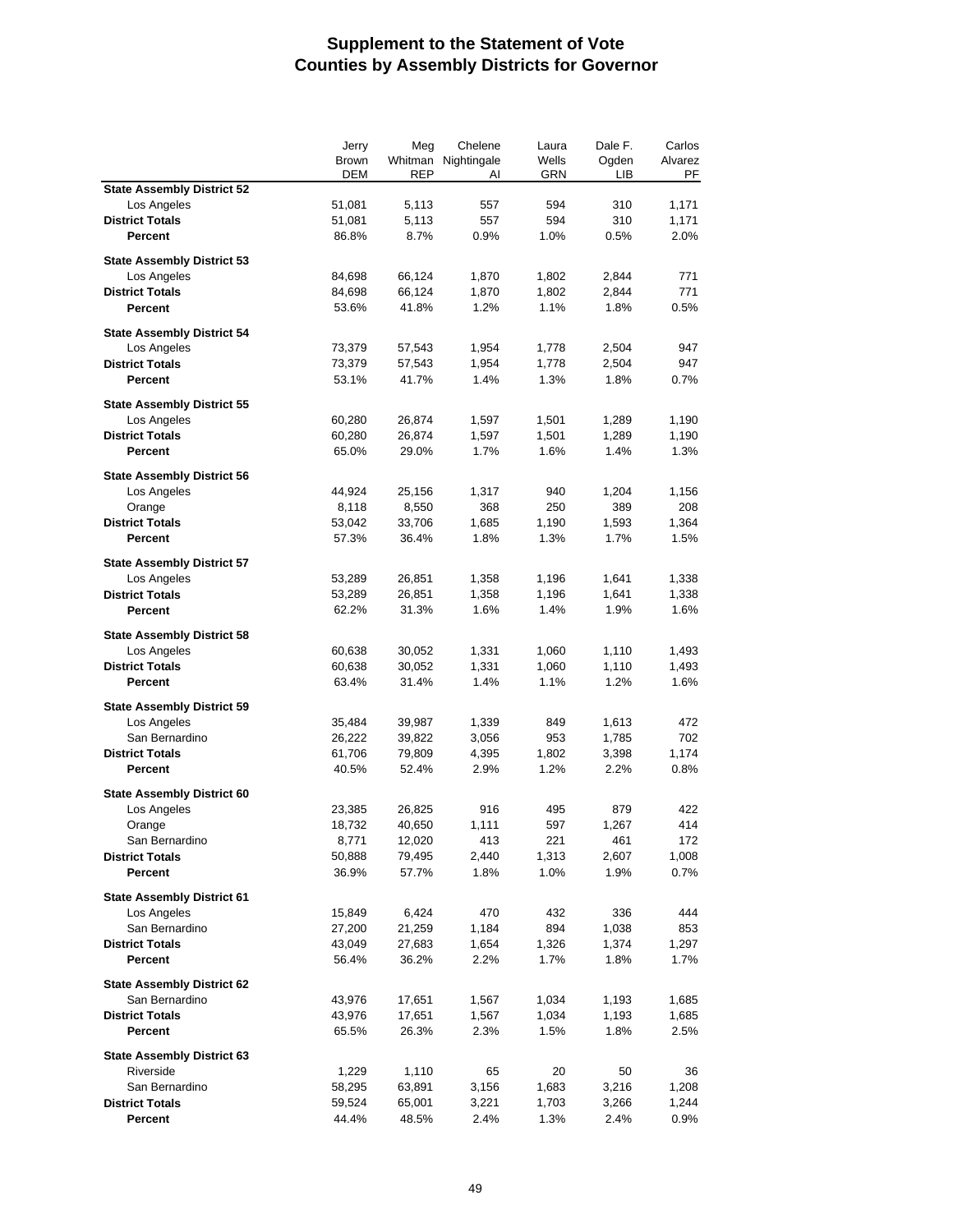# Supplement to the Statement of Vote
# Counties by Assembly Districts for Governor

| | Jerry Brown DEM | Meg Whitman REP | Chelene Nightingale AI | Laura Wells GRN | Dale F. Ogden LIB | Carlos Alvarez PF |
|---|---|---|---|---|---|---|
| **State Assembly District 52** | | | | | | |
| Los Angeles | 51,081 | 5,113 | 557 | 594 | 310 | 1,171 |
| **District Totals** | 51,081 | 5,113 | 557 | 594 | 310 | 1,171 |
| **Percent** | 86.8% | 8.7% | 0.9% | 1.0% | 0.5% | 2.0% |
| **State Assembly District 53** | | | | | | |
| Los Angeles | 84,698 | 66,124 | 1,870 | 1,802 | 2,844 | 771 |
| **District Totals** | 84,698 | 66,124 | 1,870 | 1,802 | 2,844 | 771 |
| **Percent** | 53.6% | 41.8% | 1.2% | 1.1% | 1.8% | 0.5% |
| **State Assembly District 54** | | | | | | |
| Los Angeles | 73,379 | 57,543 | 1,954 | 1,778 | 2,504 | 947 |
| **District Totals** | 73,379 | 57,543 | 1,954 | 1,778 | 2,504 | 947 |
| **Percent** | 53.1% | 41.7% | 1.4% | 1.3% | 1.8% | 0.7% |
| **State Assembly District 55** | | | | | | |
| Los Angeles | 60,280 | 26,874 | 1,597 | 1,501 | 1,289 | 1,190 |
| **District Totals** | 60,280 | 26,874 | 1,597 | 1,501 | 1,289 | 1,190 |
| **Percent** | 65.0% | 29.0% | 1.7% | 1.6% | 1.4% | 1.3% |
| **State Assembly District 56** | | | | | | |
| Los Angeles | 44,924 | 25,156 | 1,317 | 940 | 1,204 | 1,156 |
| Orange | 8,118 | 8,550 | 368 | 250 | 389 | 208 |
| **District Totals** | 53,042 | 33,706 | 1,685 | 1,190 | 1,593 | 1,364 |
| **Percent** | 57.3% | 36.4% | 1.8% | 1.3% | 1.7% | 1.5% |
| **State Assembly District 57** | | | | | | |
| Los Angeles | 53,289 | 26,851 | 1,358 | 1,196 | 1,641 | 1,338 |
| **District Totals** | 53,289 | 26,851 | 1,358 | 1,196 | 1,641 | 1,338 |
| **Percent** | 62.2% | 31.3% | 1.6% | 1.4% | 1.9% | 1.6% |
| **State Assembly District 58** | | | | | | |
| Los Angeles | 60,638 | 30,052 | 1,331 | 1,060 | 1,110 | 1,493 |
| **District Totals** | 60,638 | 30,052 | 1,331 | 1,060 | 1,110 | 1,493 |
| **Percent** | 63.4% | 31.4% | 1.4% | 1.1% | 1.2% | 1.6% |
| **State Assembly District 59** | | | | | | |
| Los Angeles | 35,484 | 39,987 | 1,339 | 849 | 1,613 | 472 |
| San Bernardino | 26,222 | 39,822 | 3,056 | 953 | 1,785 | 702 |
| **District Totals** | 61,706 | 79,809 | 4,395 | 1,802 | 3,398 | 1,174 |
| **Percent** | 40.5% | 52.4% | 2.9% | 1.2% | 2.2% | 0.8% |
| **State Assembly District 60** | | | | | | |
| Los Angeles | 23,385 | 26,825 | 916 | 495 | 879 | 422 |
| Orange | 18,732 | 40,650 | 1,111 | 597 | 1,267 | 414 |
| San Bernardino | 8,771 | 12,020 | 413 | 221 | 461 | 172 |
| **District Totals** | 50,888 | 79,495 | 2,440 | 1,313 | 2,607 | 1,008 |
| **Percent** | 36.9% | 57.7% | 1.8% | 1.0% | 1.9% | 0.7% |
| **State Assembly District 61** | | | | | | |
| Los Angeles | 15,849 | 6,424 | 470 | 432 | 336 | 444 |
| San Bernardino | 27,200 | 21,259 | 1,184 | 894 | 1,038 | 853 |
| **District Totals** | 43,049 | 27,683 | 1,654 | 1,326 | 1,374 | 1,297 |
| **Percent** | 56.4% | 36.2% | 2.2% | 1.7% | 1.8% | 1.7% |
| **State Assembly District 62** | | | | | | |
| San Bernardino | 43,976 | 17,651 | 1,567 | 1,034 | 1,193 | 1,685 |
| **District Totals** | 43,976 | 17,651 | 1,567 | 1,034 | 1,193 | 1,685 |
| **Percent** | 65.5% | 26.3% | 2.3% | 1.5% | 1.8% | 2.5% |
| **State Assembly District 63** | | | | | | |
| Riverside | 1,229 | 1,110 | 65 | 20 | 50 | 36 |
| San Bernardino | 58,295 | 63,891 | 3,156 | 1,683 | 3,216 | 1,208 |
| **District Totals** | 59,524 | 65,001 | 3,221 | 1,703 | 3,266 | 1,244 |
| **Percent** | 44.4% | 48.5% | 2.4% | 1.3% | 2.4% | 0.9% |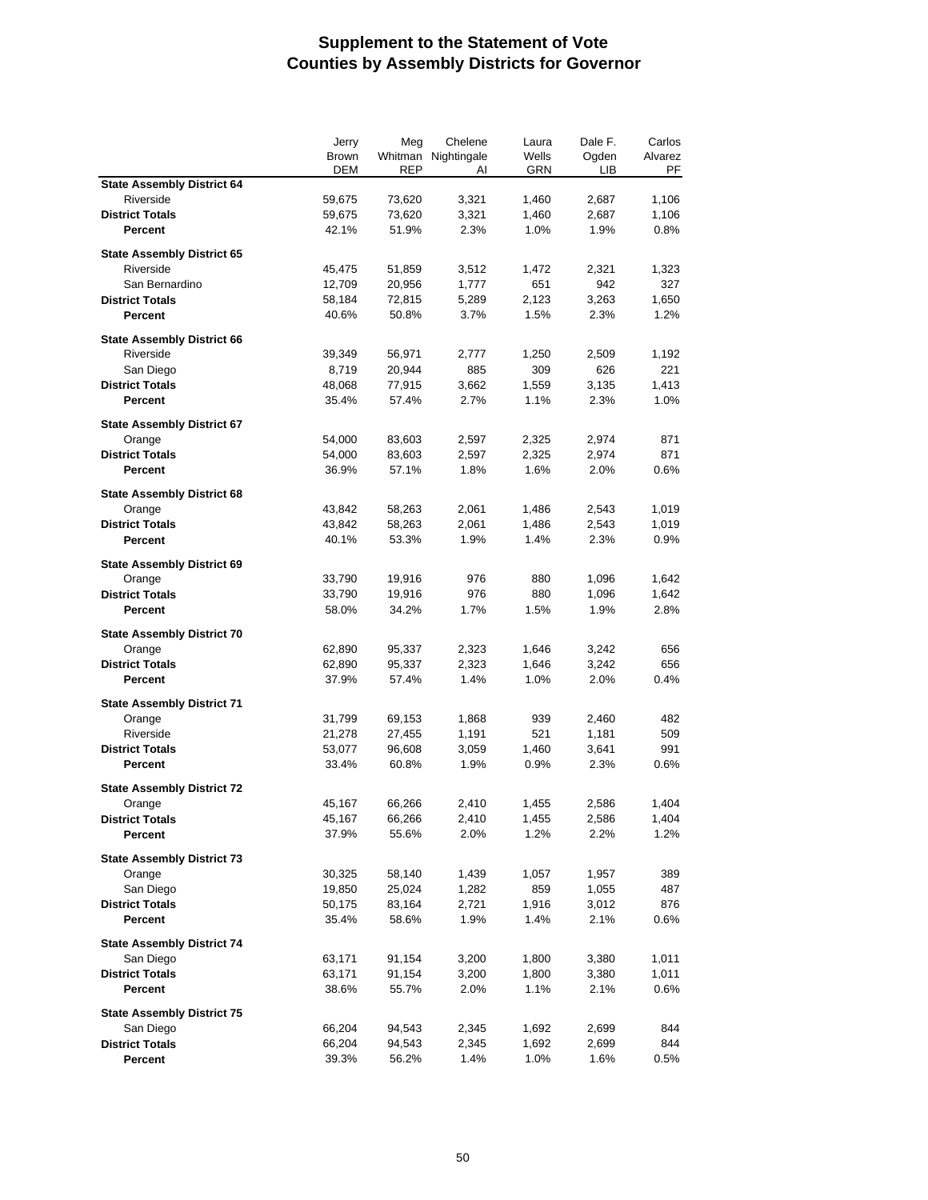# Supplement to the Statement of Vote
## Counties by Assembly Districts for Governor

| | Jerry Brown DEM | Meg Whitman REP | Chelene Nightingale AI | Laura Wells GRN | Dale F. Ogden LIB | Carlos Alvarez PF |
|---|---|---|---|---|---|---|
| **State Assembly District 64** | | | | | | |
| Riverside | 59,675 | 73,620 | 3,321 | 1,460 | 2,687 | 1,106 |
| **District Totals** | 59,675 | 73,620 | 3,321 | 1,460 | 2,687 | 1,106 |
| **Percent** | 42.1% | 51.9% | 2.3% | 1.0% | 1.9% | 0.8% |
| **State Assembly District 65** | | | | | | |
| Riverside | 45,475 | 51,859 | 3,512 | 1,472 | 2,321 | 1,323 |
| San Bernardino | 12,709 | 20,956 | 1,777 | 651 | 942 | 327 |
| **District Totals** | 58,184 | 72,815 | 5,289 | 2,123 | 3,263 | 1,650 |
| **Percent** | 40.6% | 50.8% | 3.7% | 1.5% | 2.3% | 1.2% |
| **State Assembly District 66** | | | | | | |
| Riverside | 39,349 | 56,971 | 2,777 | 1,250 | 2,509 | 1,192 |
| San Diego | 8,719 | 20,944 | 885 | 309 | 626 | 221 |
| **District Totals** | 48,068 | 77,915 | 3,662 | 1,559 | 3,135 | 1,413 |
| **Percent** | 35.4% | 57.4% | 2.7% | 1.1% | 2.3% | 1.0% |
| **State Assembly District 67** | | | | | | |
| Orange | 54,000 | 83,603 | 2,597 | 2,325 | 2,974 | 871 |
| **District Totals** | 54,000 | 83,603 | 2,597 | 2,325 | 2,974 | 871 |
| **Percent** | 36.9% | 57.1% | 1.8% | 1.6% | 2.0% | 0.6% |
| **State Assembly District 68** | | | | | | |
| Orange | 43,842 | 58,263 | 2,061 | 1,486 | 2,543 | 1,019 |
| **District Totals** | 43,842 | 58,263 | 2,061 | 1,486 | 2,543 | 1,019 |
| **Percent** | 40.1% | 53.3% | 1.9% | 1.4% | 2.3% | 0.9% |
| **State Assembly District 69** | | | | | | |
| Orange | 33,790 | 19,916 | 976 | 880 | 1,096 | 1,642 |
| **District Totals** | 33,790 | 19,916 | 976 | 880 | 1,096 | 1,642 |
| **Percent** | 58.0% | 34.2% | 1.7% | 1.5% | 1.9% | 2.8% |
| **State Assembly District 70** | | | | | | |
| Orange | 62,890 | 95,337 | 2,323 | 1,646 | 3,242 | 656 |
| **District Totals** | 62,890 | 95,337 | 2,323 | 1,646 | 3,242 | 656 |
| **Percent** | 37.9% | 57.4% | 1.4% | 1.0% | 2.0% | 0.4% |
| **State Assembly District 71** | | | | | | |
| Orange | 31,799 | 69,153 | 1,868 | 939 | 2,460 | 482 |
| Riverside | 21,278 | 27,455 | 1,191 | 521 | 1,181 | 509 |
| **District Totals** | 53,077 | 96,608 | 3,059 | 1,460 | 3,641 | 991 |
| **Percent** | 33.4% | 60.8% | 1.9% | 0.9% | 2.3% | 0.6% |
| **State Assembly District 72** | | | | | | |
| Orange | 45,167 | 66,266 | 2,410 | 1,455 | 2,586 | 1,404 |
| **District Totals** | 45,167 | 66,266 | 2,410 | 1,455 | 2,586 | 1,404 |
| **Percent** | 37.9% | 55.6% | 2.0% | 1.2% | 2.2% | 1.2% |
| **State Assembly District 73** | | | | | | |
| Orange | 30,325 | 58,140 | 1,439 | 1,057 | 1,957 | 389 |
| San Diego | 19,850 | 25,024 | 1,282 | 859 | 1,055 | 487 |
| **District Totals** | 50,175 | 83,164 | 2,721 | 1,916 | 3,012 | 876 |
| **Percent** | 35.4% | 58.6% | 1.9% | 1.4% | 2.1% | 0.6% |
| **State Assembly District 74** | | | | | | |
| San Diego | 63,171 | 91,154 | 3,200 | 1,800 | 3,380 | 1,011 |
| **District Totals** | 63,171 | 91,154 | 3,200 | 1,800 | 3,380 | 1,011 |
| **Percent** | 38.6% | 55.7% | 2.0% | 1.1% | 2.1% | 0.6% |
| **State Assembly District 75** | | | | | | |
| San Diego | 66,204 | 94,543 | 2,345 | 1,692 | 2,699 | 844 |
| **District Totals** | 66,204 | 94,543 | 2,345 | 1,692 | 2,699 | 844 |
| **Percent** | 39.3% | 56.2% | 1.4% | 1.0% | 1.6% | 0.5% |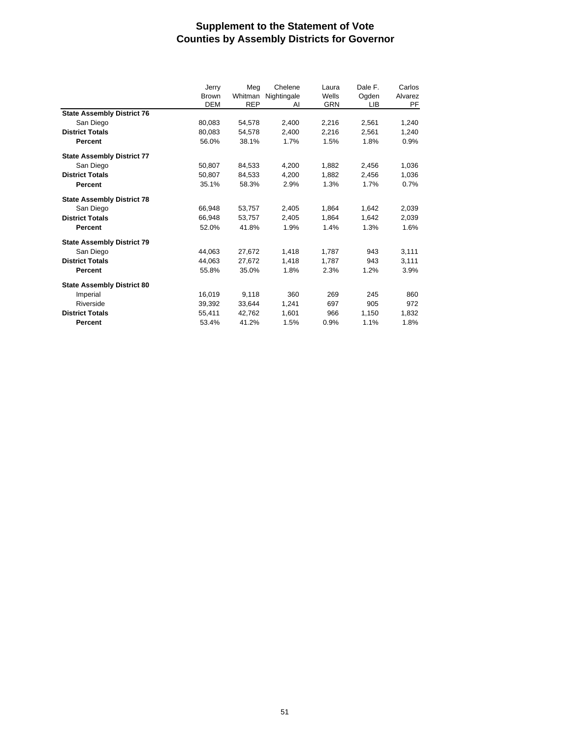# Supplement to the Statement of Vote
## Counties by Assembly Districts for Governor

| | Jerry Brown DEM | Meg Whitman REP | Chelene Nightingale AI | Laura Wells GRN | Dale F. Ogden LIB | Carlos Alvarez PF |
|---|---|---|---|---|---|---|
| **State Assembly District 76** | | | | | | |
| San Diego | 80,083 | 54,578 | 2,400 | 2,216 | 2,561 | 1,240 |
| **District Totals** | 80,083 | 54,578 | 2,400 | 2,216 | 2,561 | 1,240 |
| **Percent** | 56.0% | 38.1% | 1.7% | 1.5% | 1.8% | 0.9% |
| **State Assembly District 77** | | | | | | |
| San Diego | 50,807 | 84,533 | 4,200 | 1,882 | 2,456 | 1,036 |
| **District Totals** | 50,807 | 84,533 | 4,200 | 1,882 | 2,456 | 1,036 |
| **Percent** | 35.1% | 58.3% | 2.9% | 1.3% | 1.7% | 0.7% |
| **State Assembly District 78** | | | | | | |
| San Diego | 66,948 | 53,757 | 2,405 | 1,864 | 1,642 | 2,039 |
| **District Totals** | 66,948 | 53,757 | 2,405 | 1,864 | 1,642 | 2,039 |
| **Percent** | 52.0% | 41.8% | 1.9% | 1.4% | 1.3% | 1.6% |
| **State Assembly District 79** | | | | | | |
| San Diego | 44,063 | 27,672 | 1,418 | 1,787 | 943 | 3,111 |
| **District Totals** | 44,063 | 27,672 | 1,418 | 1,787 | 943 | 3,111 |
| **Percent** | 55.8% | 35.0% | 1.8% | 2.3% | 1.2% | 3.9% |
| **State Assembly District 80** | | | | | | |
| Imperial | 16,019 | 9,118 | 360 | 269 | 245 | 860 |
| Riverside | 39,392 | 33,644 | 1,241 | 697 | 905 | 972 |
| **District Totals** | 55,411 | 42,762 | 1,601 | 966 | 1,150 | 1,832 |
| **Percent** | 53.4% | 41.2% | 1.5% | 0.9% | 1.1% | 1.8% |